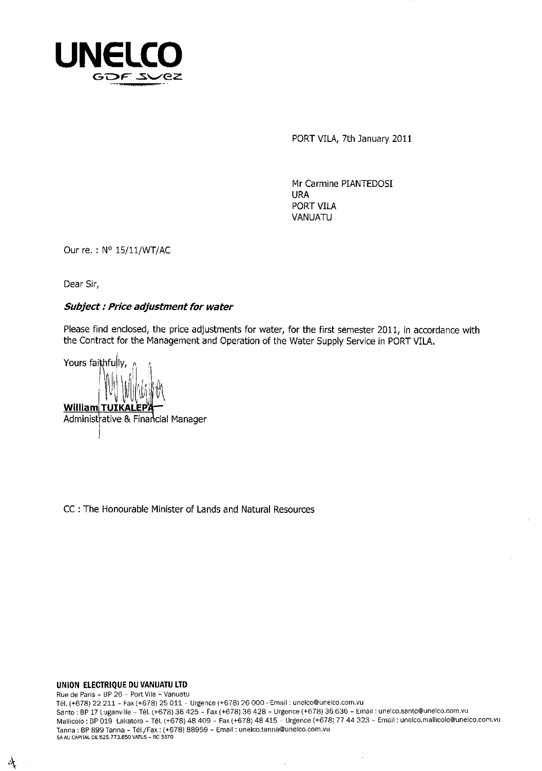# UNELCO
GDF SUEZ

PORT VILA, 7th January 2011

Mr Carmine PIANTEDOSI
URA
PORT VILA
VANUATU

Our re. : N° 15/11/WT/AC

Dear Sir,

***Subject : Price adjustment for water***

Please find enclosed, the price adjustments for water, for the first semester 2011, in accordance with the Contract for the Management and Operation of the Water Supply Service in PORT VILA.

Yours faithfully,

**William TUIKALEPA**
Administrative & Financial Manager

CC : The Honourable Minister of Lands and Natural Resources

**UNION ELECTRIQUE DU VANUATU LTD**
Rue de Paris – BP 26 – Port Vila – Vanuatu
Tél. (+678) 22 211 – Fax (+678) 25 011 – Urgence (+678) 26 000 - Email : unelco@unelco.com.vu
Santo : BP 17 Luganville – Tél. (+678) 36 425 – Fax (+678) 36 428 – Urgence (+678) 36 636 – Email : unelco.santo@unelco.com.vu
Mallicolo : BP 019 Lakatoro – Tél. (+678) 48 409 – Fax (+678) 48 415 – Urgence (+678) 77 44 323 – Email : unelco.mallicolo@unelco.com.vu
Tanna : BP 899 Tanna – Tél./Fax : (+678) 88959 – Email : unelco.tanna@unelco.com.vu
SA AU CAPITAL DE 525.773.650 VATUS – RC 3370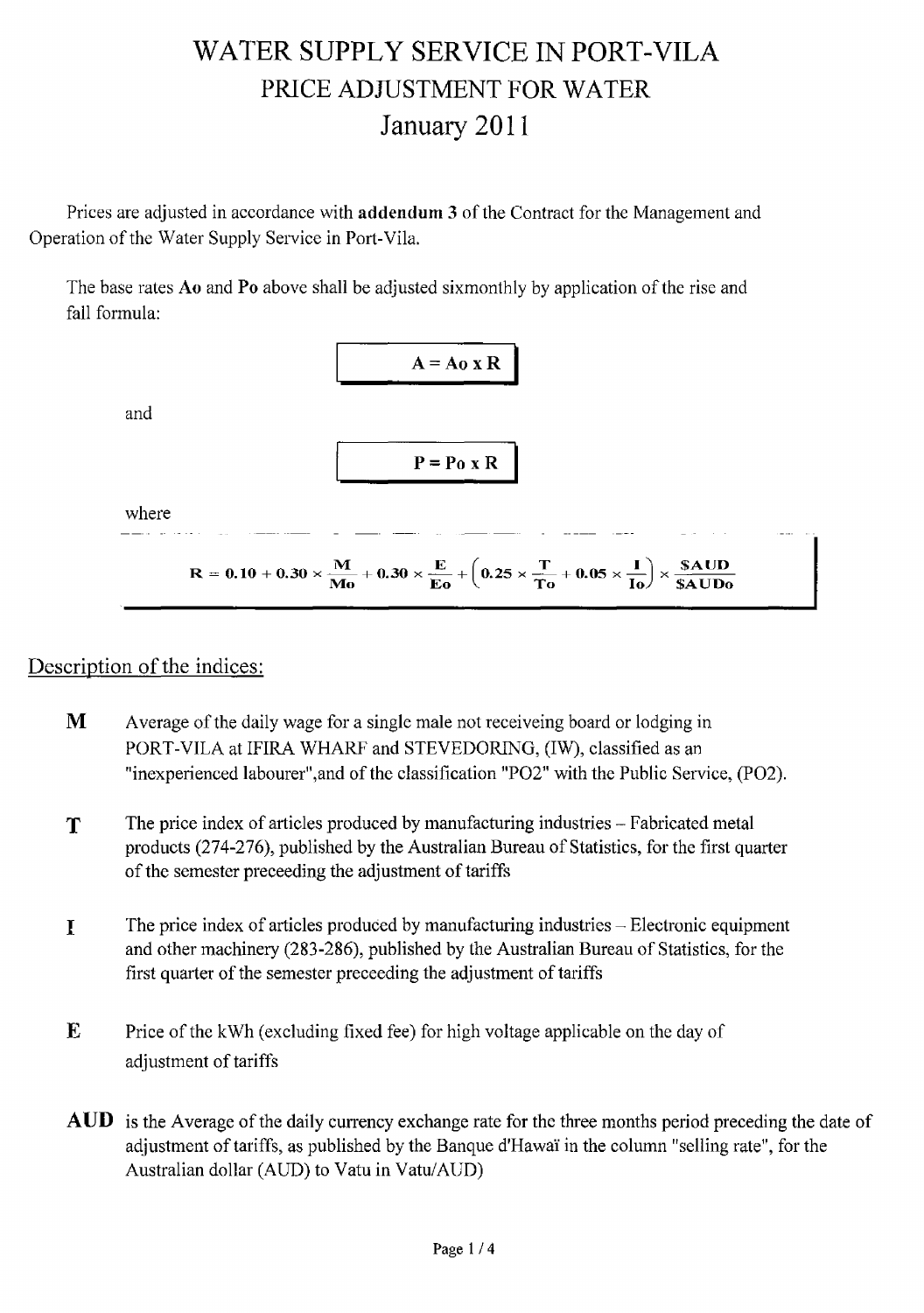# WATER SUPPLY SERVICE IN PORT-VILA

## PRICE ADJUSTMENT FOR WATER

## January 2011

Prices are adjusted in accordance with **addendum 3** of the Contract for the Management and Operation of the Water Supply Service in Port-Vila.

The base rates **Ao** and **Po** above shall be adjusted sixmonthly by application of the rise and fall formula:

$$A = Ao \times R$$

and

$$P = Po \times R$$

where

$$R = 0.10 + 0.30 \times \frac{M}{Mo} + 0.30 \times \frac{E}{Eo} + \left(0.25 \times \frac{T}{To} + 0.05 \times \frac{I}{Io}\right) \times \frac{\$AUD}{\$AUDo}$$

## Description of the indices:

**M** Average of the daily wage for a single male not receiveing board or lodging in PORT-VILA at IFIRA WHARF and STEVEDORING, (IW), classified as an "inexperienced labourer",and of the classification "PO2" with the Public Service, (PO2).

**T** The price index of articles produced by manufacturing industries – Fabricated metal products (274-276), published by the Australian Bureau of Statistics, for the first quarter of the semester preceeding the adjustment of tariffs

**I** The price index of articles produced by manufacturing industries – Electronic equipment and other machinery (283-286), published by the Australian Bureau of Statistics, for the first quarter of the semester preceeding the adjustment of tariffs

**E** Price of the kWh (excluding fixed fee) for high voltage applicable on the day of adjustment of tariffs

**AUD** is the Average of the daily currency exchange rate for the three months period preceding the date of adjustment of tariffs, as published by the Banque d'Hawaï in the column "selling rate", for the Australian dollar (AUD) to Vatu in Vatu/AUD)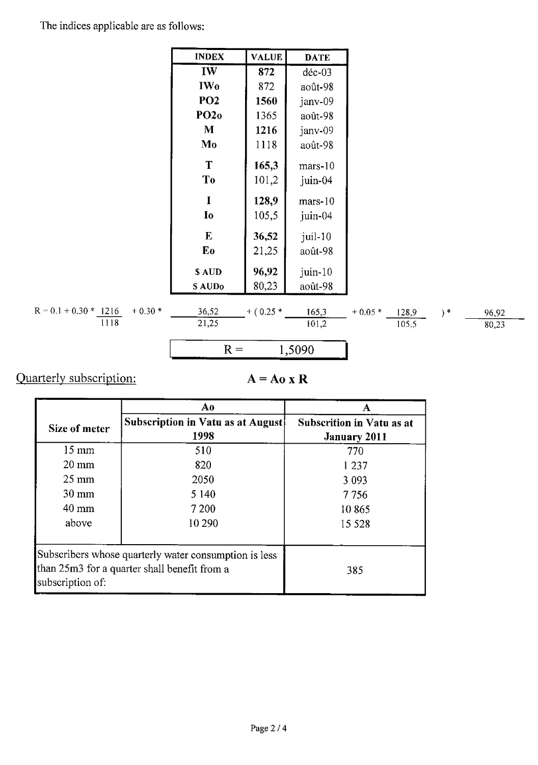The indices applicable are as follows:

| INDEX | VALUE | DATE |
|---|---|---|
| **IW** | **872** | déc-03 |
| **IWo** | 872 | août-98 |
| **PO2** | **1560** | janv-09 |
| **PO2o** | 1365 | août-98 |
| **M** | **1216** | janv-09 |
| **Mo** | 1118 | août-98 |
| **T** | **165,3** | mars-10 |
| **To** | 101,2 | juin-04 |
| **I** | **128,9** | mars-10 |
| **Io** | 105,5 | juin-04 |
| **E** | **36,52** | juil-10 |
| **Eo** | 21,25 | août-98 |
| **$ AUD** | **96,92** | juin-10 |
| **$ AUDo** | 80,23 | août-98 |

$$R = 0.1 + 0.30 * \frac{1216}{1118} + 0.30 * \frac{36,52}{21,25} + (0.25 * \frac{165,3}{101,2} + 0.05 * \frac{128,9}{105,5}) * \frac{96,92}{80,23}$$

**R = 1,5090**

## Quarterly subscription:

$$\mathbf{A = Ao \times R}$$

| Size of meter | Ao<br>Subscription in Vatu as at August 1998 | A<br>Subscrition in Vatu as at January 2011 |
|---|---|---|
| 15 mm | 510 | 770 |
| 20 mm | 820 | 1 237 |
| 25 mm | 2050 | 3 093 |
| 30 mm | 5 140 | 7 756 |
| 40 mm | 7 200 | 10 865 |
| above | 10 290 | 15 528 |
| Subscribers whose quarterly water consumption is less than 25m3 for a quarter shall benefit from a subscription of: | | 385 |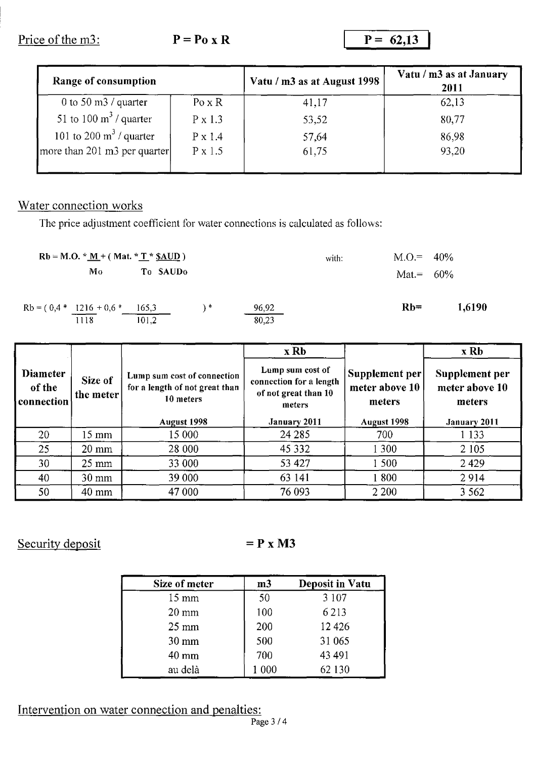Price of the m3: $P = Po \times R$ **P = 62,13**

| Range of consumption | | Vatu / m3 as at August 1998 | Vatu / m3 as at January 2011 |
|---|---|---|---|
| 0 to 50 m3 / quarter | Po x R | 41,17 | 62,13 |
| 51 to 100 $m^3$ / quarter | P x 1.3 | 53,52 | 80,77 |
| 101 to 200 $m^3$ / quarter | P x 1.4 | 57,64 | 86,98 |
| more than 201 m3 per quarter | P x 1.5 | 61,75 | 93,20 |

## Water connection works

The price adjustment coefficient for water connections is calculated as follows:

$$Rb = M.O. * \frac{M}{Mo} + \left( Mat. * \frac{T}{To} * \frac{\$AUD}{\$AUDo} \right)$$

with: M.O.= 40%, Mat.= 60%

$$Rb = \left( 0{,}4 * \frac{1216}{1118} + 0{,}6 * \frac{165{,}3}{101{,}2} \right) * \frac{96{,}92}{80{,}23}$$

**Rb= 1,6190**

| Diameter of the connection | Size of the meter | Lump sum cost of connection for a length of not great than 10 meters | x Rb | Supplement per meter above 10 meters | x Rb |
|---|---|---|---|---|---|
| | | | Lump sum cost of connection for a length of not great than 10 meters | | Supplement per meter above 10 meters |
| | | August 1998 | January 2011 | August 1998 | January 2011 |
| 20 | 15 mm | 15 000 | 24 285 | 700 | 1 133 |
| 25 | 20 mm | 28 000 | 45 332 | 1 300 | 2 105 |
| 30 | 25 mm | 33 000 | 53 427 | 1 500 | 2 429 |
| 40 | 30 mm | 39 000 | 63 141 | 1 800 | 2 914 |
| 50 | 40 mm | 47 000 | 76 093 | 2 200 | 3 562 |

## Security deposit

$= P \times M3$

| Size of meter | m3 | Deposit in Vatu |
|---|---|---|
| 15 mm | 50 | 3 107 |
| 20 mm | 100 | 6 213 |
| 25 mm | 200 | 12 426 |
| 30 mm | 500 | 31 065 |
| 40 mm | 700 | 43 491 |
| au delà | 1 000 | 62 130 |

## Intervention on water connection and penalties: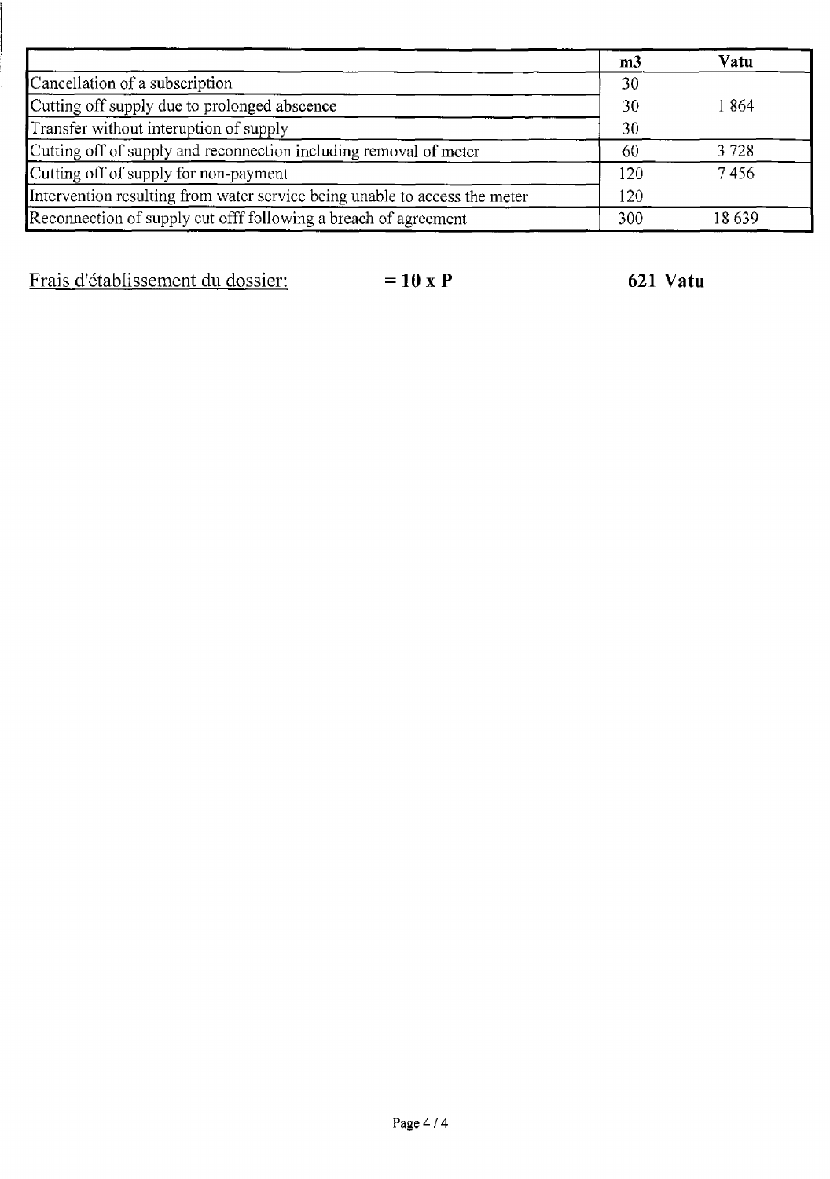| | m3 | Vatu |
|---|---|---|
| Cancellation of a subscription | 30 | |
| Cutting off supply due to prolonged abscence | 30 | 1 864 |
| Transfer without interuption of supply | 30 | |
| Cutting off of supply and reconnection including removal of meter | 60 | 3 728 |
| Cutting off of supply for non-payment | 120 | 7 456 |
| Intervention resulting from water service being unable to access the meter | 120 | |
| Reconnection of supply cut offf following a breach of agreement | 300 | 18 639 |

Frais d'établissement du dossier: **= 10 x P** **621 Vatu**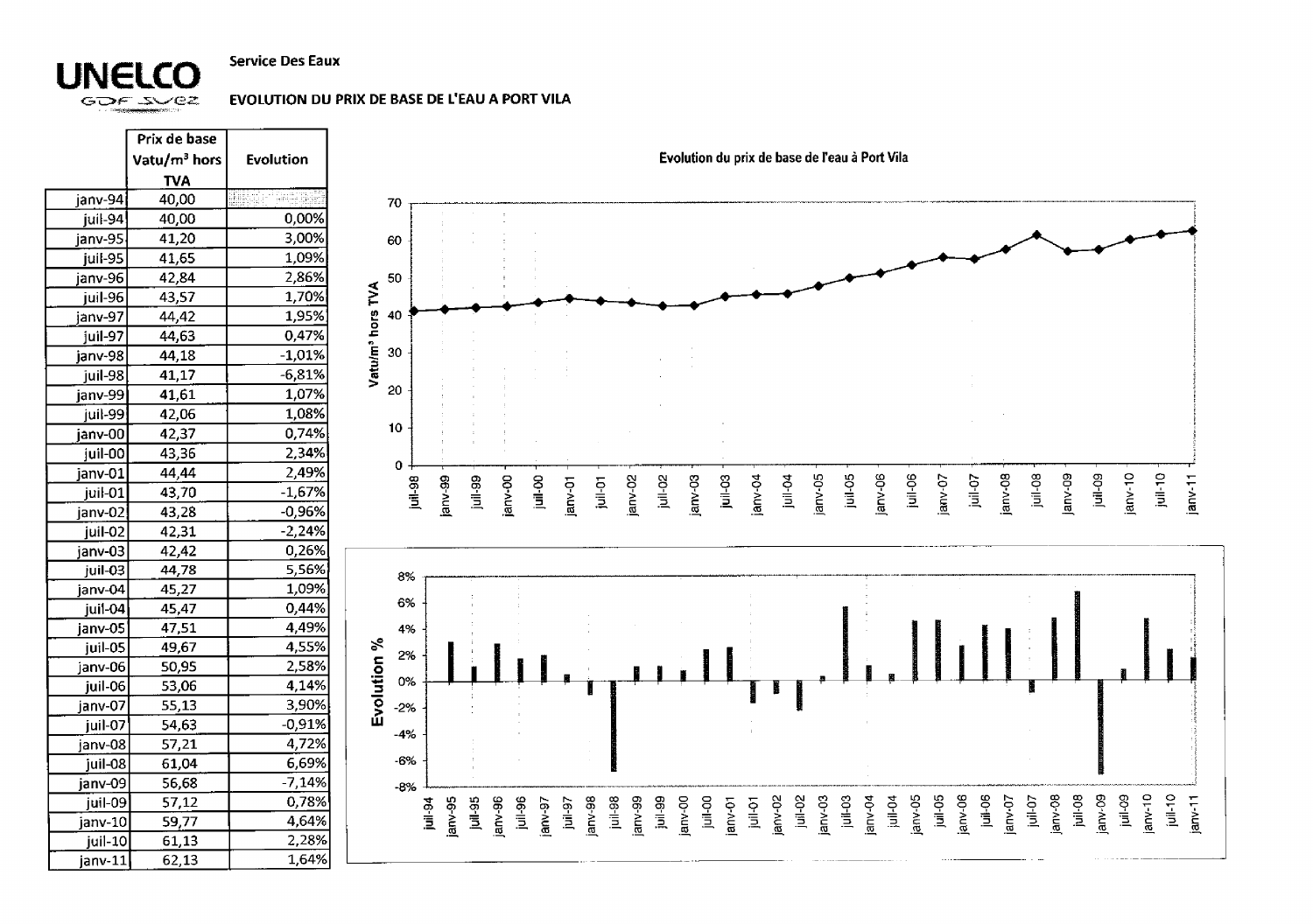UNELCO

GDF SUEZ

Service Des Eaux

**EVOLUTION DU PRIX DE BASE DE L'EAU A PORT VILA**

| | Prix de base Vatu/m³ hors TVA | Evolution |
|---|---|---|
| janv-94 | 40,00 | |
| juil-94 | 40,00 | 0,00% |
| janv-95 | 41,20 | 3,00% |
| juil-95 | 41,65 | 1,09% |
| janv-96 | 42,84 | 2,86% |
| juil-96 | 43,57 | 1,70% |
| janv-97 | 44,42 | 1,95% |
| juil-97 | 44,63 | 0,47% |
| janv-98 | 44,18 | -1,01% |
| juil-98 | 41,17 | -6,81% |
| janv-99 | 41,61 | 1,07% |
| juil-99 | 42,06 | 1,08% |
| janv-00 | 42,37 | 0,74% |
| juil-00 | 43,36 | 2,34% |
| janv-01 | 44,44 | 2,49% |
| juil-01 | 43,70 | -1,67% |
| janv-02 | 43,28 | -0,96% |
| juil-02 | 42,31 | -2,24% |
| janv-03 | 42,42 | 0,26% |
| juil-03 | 44,78 | 5,56% |
| janv-04 | 45,27 | 1,09% |
| juil-04 | 45,47 | 0,44% |
| janv-05 | 47,51 | 4,49% |
| juil-05 | 49,67 | 4,55% |
| janv-06 | 50,95 | 2,58% |
| juil-06 | 53,06 | 4,14% |
| janv-07 | 55,13 | 3,90% |
| juil-07 | 54,63 | -0,91% |
| janv-08 | 57,21 | 4,72% |
| juil-08 | 61,04 | 6,69% |
| janv-09 | 56,68 | -7,14% |
| juil-09 | 57,12 | 0,78% |
| janv-10 | 59,77 | 4,64% |
| juil-10 | 61,13 | 2,28% |
| janv-11 | 62,13 | 1,64% |

Evolution du prix de base de l'eau à Port Vila

Vatu/m³ hors TVA

70, 60, 50, 40, 30, 20, 10, 0

juil-98, janv-99, juil-99, janv-00, juil-00, janv-01, juil-01, janv-02, juil-02, janv-03, juil-03, janv-04, juil-04, janv-05, juil-05, janv-06, juil-06, janv-07, juil-07, janv-08, juil-08, janv-09, juil-09, janv-10, juil-10, janv-11

Evolution %

8%, 6%, 4%, 2%, 0%, -2%, -4%, -6%, -8%

juil-94, janv-95, juil-95, janv-96, juil-96, janv-97, juil-97, janv-98, juil-98, janv-99, juil-99, janv-00, juil-00, janv-01, juil-01, janv-02, juil-02, janv-03, juil-03, janv-04, juil-04, janv-05, juil-05, janv-06, juil-06, janv-07, juil-07, janv-08, juil-08, janv-09, juil-09, janv-10, juil-10, janv-11